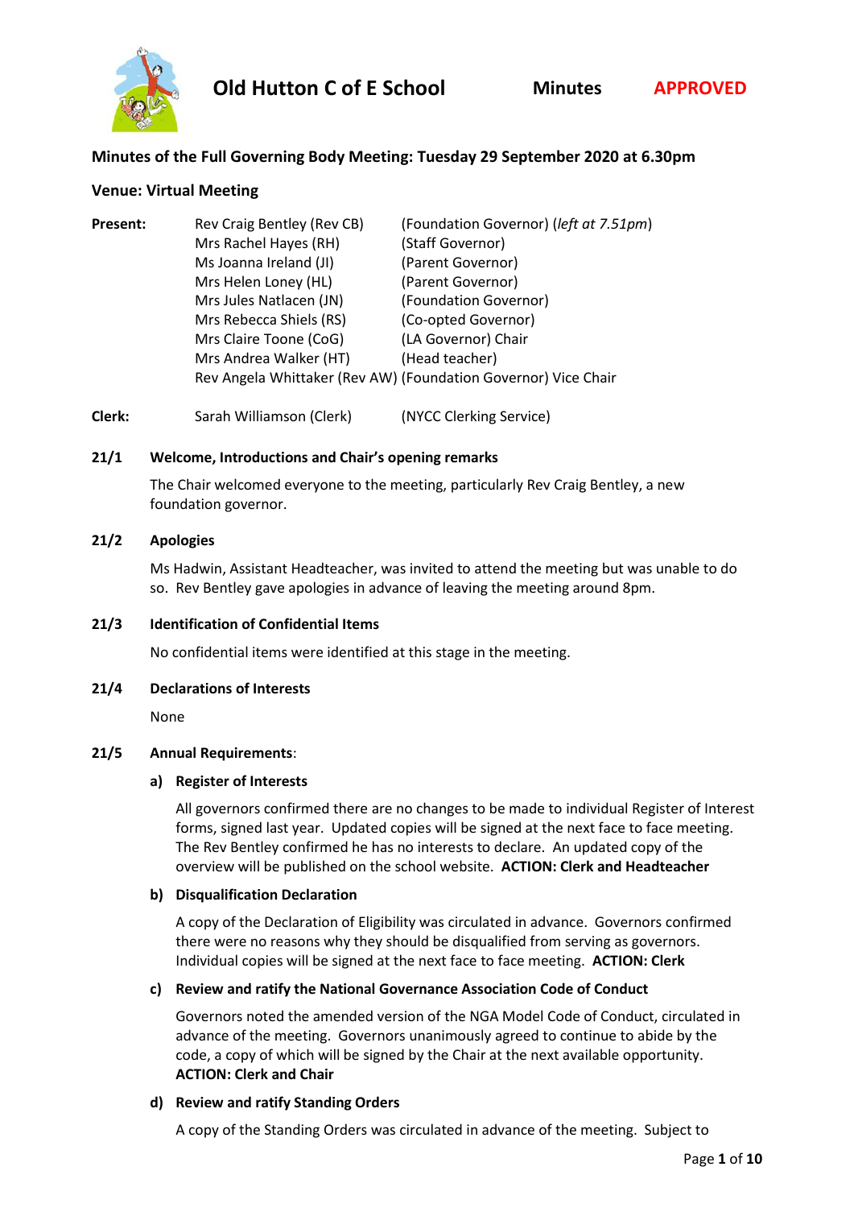# Old Hutton C of E School

**Minutes** **APPROVED**

## Minutes of the Full Governing Body Meeting: Tuesday 29 September 2020 at 6.30pm

**Venue: Virtual Meeting**

| **Present:** | | |
|---|---|---|
| | Rev Craig Bentley (Rev CB) | (Foundation Governor) (*left at 7.51pm*) |
| | Mrs Rachel Hayes (RH) | (Staff Governor) |
| | Ms Joanna Ireland (JI) | (Parent Governor) |
| | Mrs Helen Loney (HL) | (Parent Governor) |
| | Mrs Jules Natlacen (JN) | (Foundation Governor) |
| | Mrs Rebecca Shiels (RS) | (Co-opted Governor) |
| | Mrs Claire Toone (CoG) | (LA Governor) Chair |
| | Mrs Andrea Walker (HT) | (Head teacher) |
| | Rev Angela Whittaker (Rev AW) | (Foundation Governor) Vice Chair |
| **Clerk:** | Sarah Williamson (Clerk) | (NYCC Clerking Service) |

### 21/1 Welcome, Introductions and Chair's opening remarks

The Chair welcomed everyone to the meeting, particularly Rev Craig Bentley, a new foundation governor.

### 21/2 Apologies

Ms Hadwin, Assistant Headteacher, was invited to attend the meeting but was unable to do so. Rev Bentley gave apologies in advance of leaving the meeting around 8pm.

### 21/3 Identification of Confidential Items

No confidential items were identified at this stage in the meeting.

### 21/4 Declarations of Interests

None

### 21/5 Annual Requirements:

**a) Register of Interests**

All governors confirmed there are no changes to be made to individual Register of Interest forms, signed last year. Updated copies will be signed at the next face to face meeting. The Rev Bentley confirmed he has no interests to declare. An updated copy of the overview will be published on the school website. **ACTION: Clerk and Headteacher**

**b) Disqualification Declaration**

A copy of the Declaration of Eligibility was circulated in advance. Governors confirmed there were no reasons why they should be disqualified from serving as governors. Individual copies will be signed at the next face to face meeting. **ACTION: Clerk**

**c) Review and ratify the National Governance Association Code of Conduct**

Governors noted the amended version of the NGA Model Code of Conduct, circulated in advance of the meeting. Governors unanimously agreed to continue to abide by the code, a copy of which will be signed by the Chair at the next available opportunity. **ACTION: Clerk and Chair**

**d) Review and ratify Standing Orders**

A copy of the Standing Orders was circulated in advance of the meeting. Subject to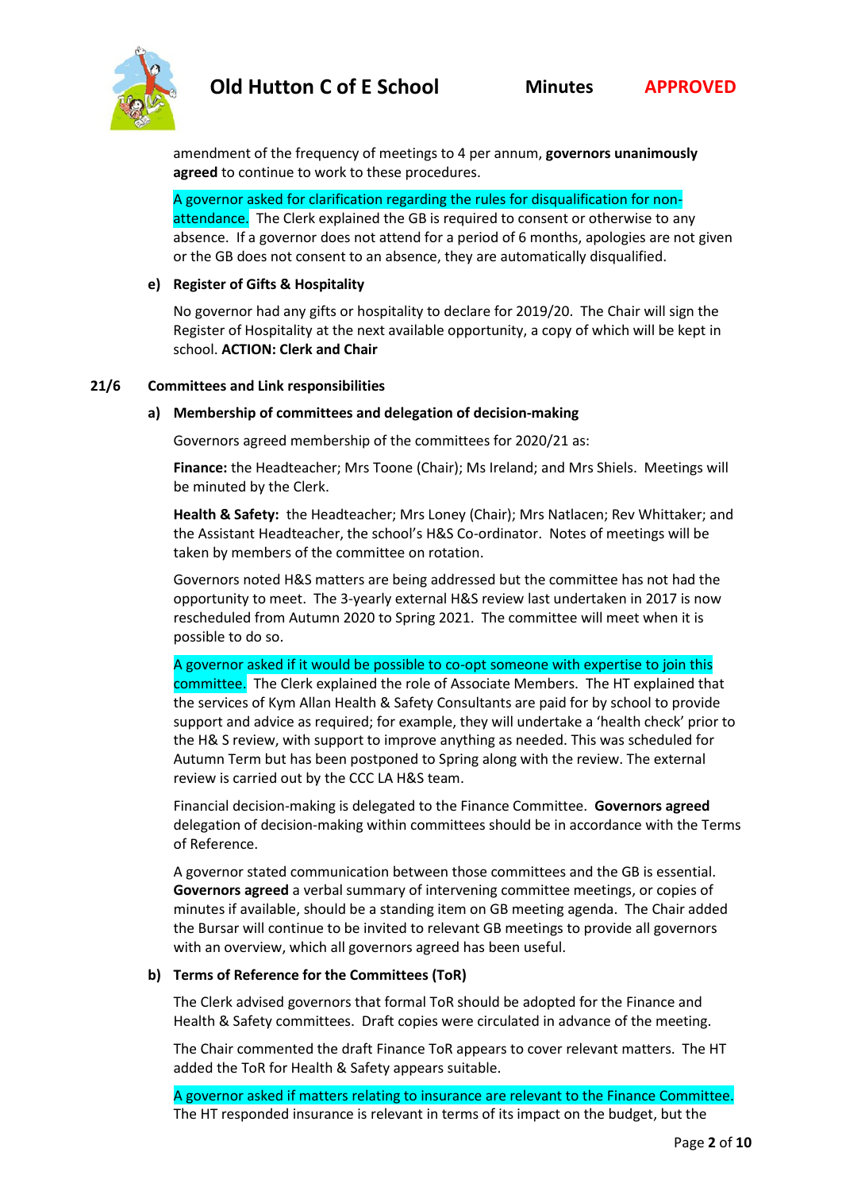amendment of the frequency of meetings to 4 per annum, **governors unanimously agreed** to continue to work to these procedures.

A governor asked for clarification regarding the rules for disqualification for non-attendance. The Clerk explained the GB is required to consent or otherwise to any absence. If a governor does not attend for a period of 6 months, apologies are not given or the GB does not consent to an absence, they are automatically disqualified.

**e) Register of Gifts & Hospitality**

No governor had any gifts or hospitality to declare for 2019/20. The Chair will sign the Register of Hospitality at the next available opportunity, a copy of which will be kept in school. **ACTION: Clerk and Chair**

## 21/6 Committees and Link responsibilities

**a) Membership of committees and delegation of decision-making**

Governors agreed membership of the committees for 2020/21 as:

**Finance:** the Headteacher; Mrs Toone (Chair); Ms Ireland; and Mrs Shiels. Meetings will be minuted by the Clerk.

**Health & Safety:** the Headteacher; Mrs Loney (Chair); Mrs Natlacen; Rev Whittaker; and the Assistant Headteacher, the school's H&S Co-ordinator. Notes of meetings will be taken by members of the committee on rotation.

Governors noted H&S matters are being addressed but the committee has not had the opportunity to meet. The 3-yearly external H&S review last undertaken in 2017 is now rescheduled from Autumn 2020 to Spring 2021. The committee will meet when it is possible to do so.

A governor asked if it would be possible to co-opt someone with expertise to join this committee. The Clerk explained the role of Associate Members. The HT explained that the services of Kym Allan Health & Safety Consultants are paid for by school to provide support and advice as required; for example, they will undertake a 'health check' prior to the H& S review, with support to improve anything as needed. This was scheduled for Autumn Term but has been postponed to Spring along with the review. The external review is carried out by the CCC LA H&S team.

Financial decision-making is delegated to the Finance Committee. **Governors agreed** delegation of decision-making within committees should be in accordance with the Terms of Reference.

A governor stated communication between those committees and the GB is essential. **Governors agreed** a verbal summary of intervening committee meetings, or copies of minutes if available, should be a standing item on GB meeting agenda. The Chair added the Bursar will continue to be invited to relevant GB meetings to provide all governors with an overview, which all governors agreed has been useful.

**b) Terms of Reference for the Committees (ToR)**

The Clerk advised governors that formal ToR should be adopted for the Finance and Health & Safety committees. Draft copies were circulated in advance of the meeting.

The Chair commented the draft Finance ToR appears to cover relevant matters. The HT added the ToR for Health & Safety appears suitable.

A governor asked if matters relating to insurance are relevant to the Finance Committee. The HT responded insurance is relevant in terms of its impact on the budget, but the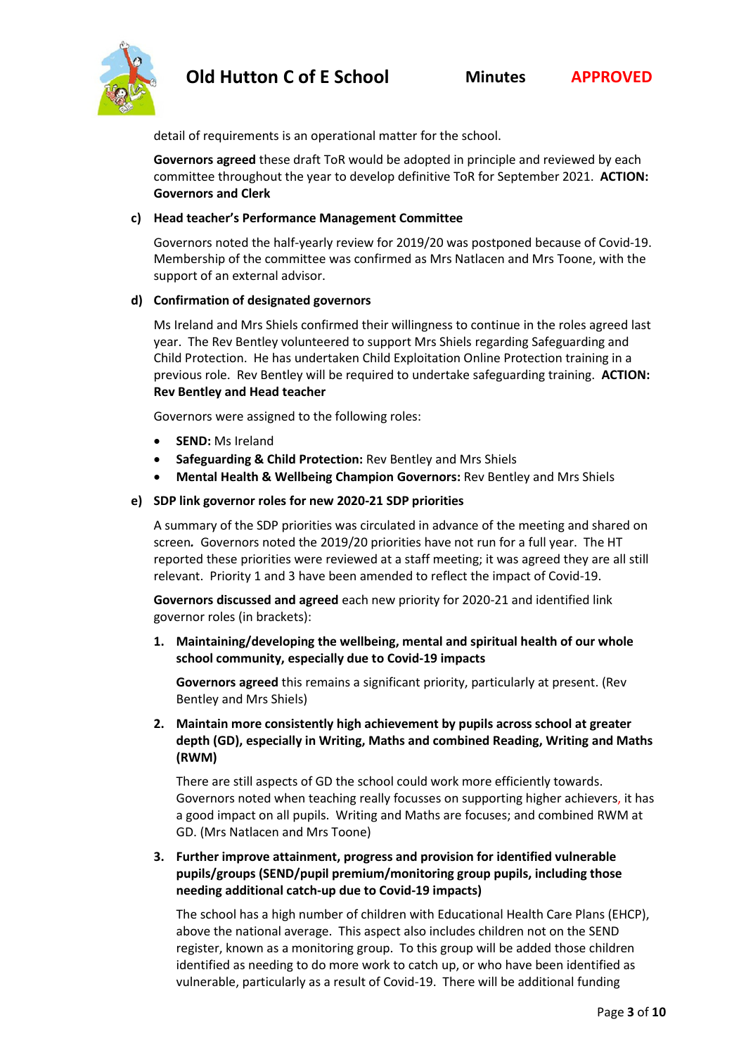detail of requirements is an operational matter for the school.

**Governors agreed** these draft ToR would be adopted in principle and reviewed by each committee throughout the year to develop definitive ToR for September 2021. **ACTION: Governors and Clerk**

**c) Head teacher's Performance Management Committee**

Governors noted the half-yearly review for 2019/20 was postponed because of Covid-19. Membership of the committee was confirmed as Mrs Natlacen and Mrs Toone, with the support of an external advisor.

**d) Confirmation of designated governors**

Ms Ireland and Mrs Shiels confirmed their willingness to continue in the roles agreed last year. The Rev Bentley volunteered to support Mrs Shiels regarding Safeguarding and Child Protection. He has undertaken Child Exploitation Online Protection training in a previous role. Rev Bentley will be required to undertake safeguarding training. **ACTION: Rev Bentley and Head teacher**

Governors were assigned to the following roles:

- **SEND:** Ms Ireland
- **Safeguarding & Child Protection:** Rev Bentley and Mrs Shiels
- **Mental Health & Wellbeing Champion Governors:** Rev Bentley and Mrs Shiels

**e) SDP link governor roles for new 2020-21 SDP priorities**

A summary of the SDP priorities was circulated in advance of the meeting and shared on screen**.** Governors noted the 2019/20 priorities have not run for a full year. The HT reported these priorities were reviewed at a staff meeting; it was agreed they are all still relevant. Priority 1 and 3 have been amended to reflect the impact of Covid-19.

**Governors discussed and agreed** each new priority for 2020-21 and identified link governor roles (in brackets):

1. **Maintaining/developing the wellbeing, mental and spiritual health of our whole school community, especially due to Covid-19 impacts**

   **Governors agreed** this remains a significant priority, particularly at present. (Rev Bentley and Mrs Shiels)

2. **Maintain more consistently high achievement by pupils across school at greater depth (GD), especially in Writing, Maths and combined Reading, Writing and Maths (RWM)**

   There are still aspects of GD the school could work more efficiently towards. Governors noted when teaching really focusses on supporting higher achievers, it has a good impact on all pupils. Writing and Maths are focuses; and combined RWM at GD. (Mrs Natlacen and Mrs Toone)

3. **Further improve attainment, progress and provision for identified vulnerable pupils/groups (SEND/pupil premium/monitoring group pupils, including those needing additional catch-up due to Covid-19 impacts)**

   The school has a high number of children with Educational Health Care Plans (EHCP), above the national average. This aspect also includes children not on the SEND register, known as a monitoring group. To this group will be added those children identified as needing to do more work to catch up, or who have been identified as vulnerable, particularly as a result of Covid-19. There will be additional funding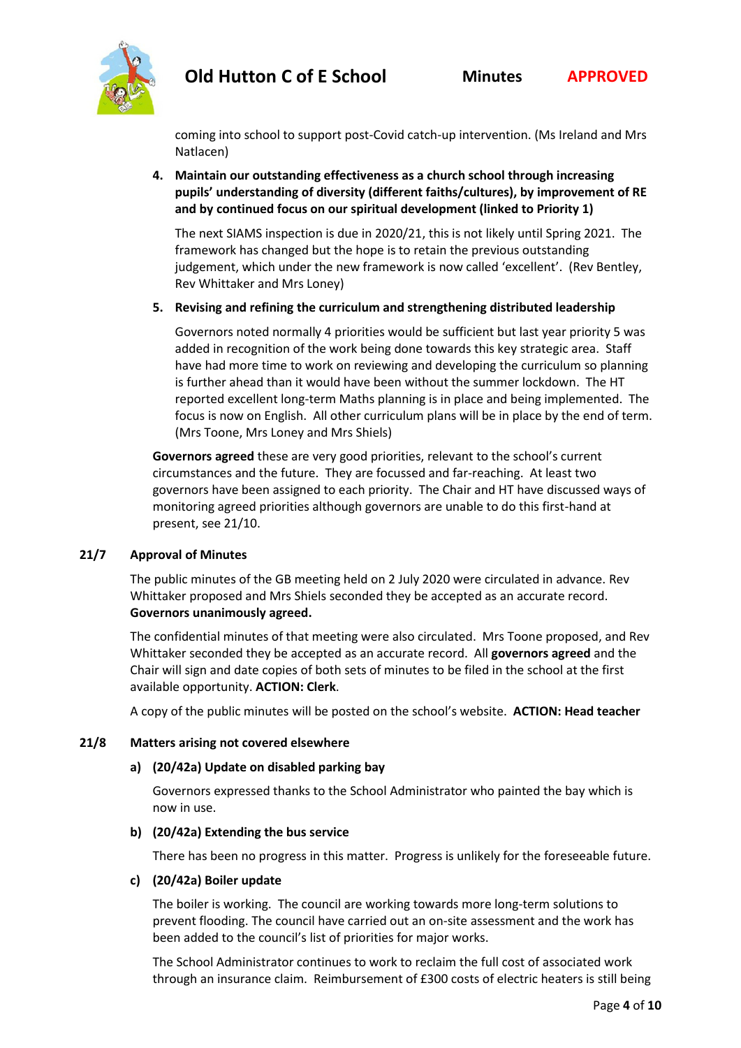coming into school to support post-Covid catch-up intervention. (Ms Ireland and Mrs Natlacen)

4. **Maintain our outstanding effectiveness as a church school through increasing pupils' understanding of diversity (different faiths/cultures), by improvement of RE and by continued focus on our spiritual development (linked to Priority 1)**

   The next SIAMS inspection is due in 2020/21, this is not likely until Spring 2021. The framework has changed but the hope is to retain the previous outstanding judgement, which under the new framework is now called 'excellent'. (Rev Bentley, Rev Whittaker and Mrs Loney)

5. **Revising and refining the curriculum and strengthening distributed leadership**

   Governors noted normally 4 priorities would be sufficient but last year priority 5 was added in recognition of the work being done towards this key strategic area. Staff have had more time to work on reviewing and developing the curriculum so planning is further ahead than it would have been without the summer lockdown. The HT reported excellent long-term Maths planning is in place and being implemented. The focus is now on English. All other curriculum plans will be in place by the end of term. (Mrs Toone, Mrs Loney and Mrs Shiels)

**Governors agreed** these are very good priorities, relevant to the school's current circumstances and the future. They are focussed and far-reaching. At least two governors have been assigned to each priority. The Chair and HT have discussed ways of monitoring agreed priorities although governors are unable to do this first-hand at present, see 21/10.

## 21/7 Approval of Minutes

The public minutes of the GB meeting held on 2 July 2020 were circulated in advance. Rev Whittaker proposed and Mrs Shiels seconded they be accepted as an accurate record. **Governors unanimously agreed.**

The confidential minutes of that meeting were also circulated. Mrs Toone proposed, and Rev Whittaker seconded they be accepted as an accurate record. All **governors agreed** and the Chair will sign and date copies of both sets of minutes to be filed in the school at the first available opportunity. **ACTION: Clerk**.

A copy of the public minutes will be posted on the school's website. **ACTION: Head teacher**

## 21/8 Matters arising not covered elsewhere

### a) (20/42a) Update on disabled parking bay

Governors expressed thanks to the School Administrator who painted the bay which is now in use.

### b) (20/42a) Extending the bus service

There has been no progress in this matter. Progress is unlikely for the foreseeable future.

### c) (20/42a) Boiler update

The boiler is working. The council are working towards more long-term solutions to prevent flooding. The council have carried out an on-site assessment and the work has been added to the council's list of priorities for major works.

The School Administrator continues to work to reclaim the full cost of associated work through an insurance claim. Reimbursement of £300 costs of electric heaters is still being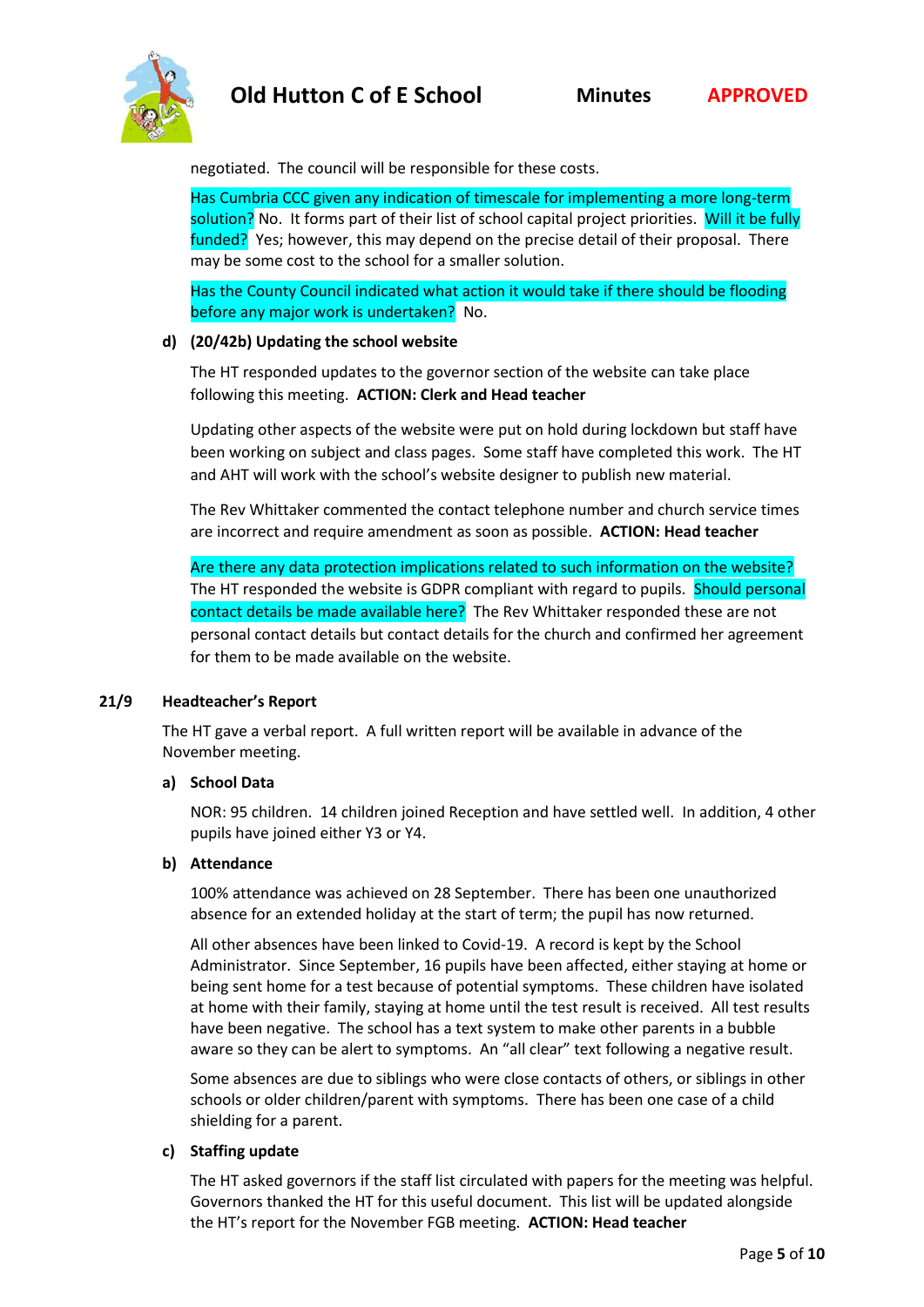negotiated. The council will be responsible for these costs.

Has Cumbria CCC given any indication of timescale for implementing a more long-term solution? No. It forms part of their list of school capital project priorities. Will it be fully funded? Yes; however, this may depend on the precise detail of their proposal. There may be some cost to the school for a smaller solution.

Has the County Council indicated what action it would take if there should be flooding before any major work is undertaken? No.

**d) (20/42b) Updating the school website**

The HT responded updates to the governor section of the website can take place following this meeting. **ACTION: Clerk and Head teacher**

Updating other aspects of the website were put on hold during lockdown but staff have been working on subject and class pages. Some staff have completed this work. The HT and AHT will work with the school's website designer to publish new material.

The Rev Whittaker commented the contact telephone number and church service times are incorrect and require amendment as soon as possible. **ACTION: Head teacher**

Are there any data protection implications related to such information on the website? The HT responded the website is GDPR compliant with regard to pupils. Should personal contact details be made available here? The Rev Whittaker responded these are not personal contact details but contact details for the church and confirmed her agreement for them to be made available on the website.

## 21/9 Headteacher's Report

The HT gave a verbal report. A full written report will be available in advance of the November meeting.

**a) School Data**

NOR: 95 children. 14 children joined Reception and have settled well. In addition, 4 other pupils have joined either Y3 or Y4.

**b) Attendance**

100% attendance was achieved on 28 September. There has been one unauthorized absence for an extended holiday at the start of term; the pupil has now returned.

All other absences have been linked to Covid-19. A record is kept by the School Administrator. Since September, 16 pupils have been affected, either staying at home or being sent home for a test because of potential symptoms. These children have isolated at home with their family, staying at home until the test result is received. All test results have been negative. The school has a text system to make other parents in a bubble aware so they can be alert to symptoms. An "all clear" text following a negative result.

Some absences are due to siblings who were close contacts of others, or siblings in other schools or older children/parent with symptoms. There has been one case of a child shielding for a parent.

**c) Staffing update**

The HT asked governors if the staff list circulated with papers for the meeting was helpful. Governors thanked the HT for this useful document. This list will be updated alongside the HT's report for the November FGB meeting. **ACTION: Head teacher**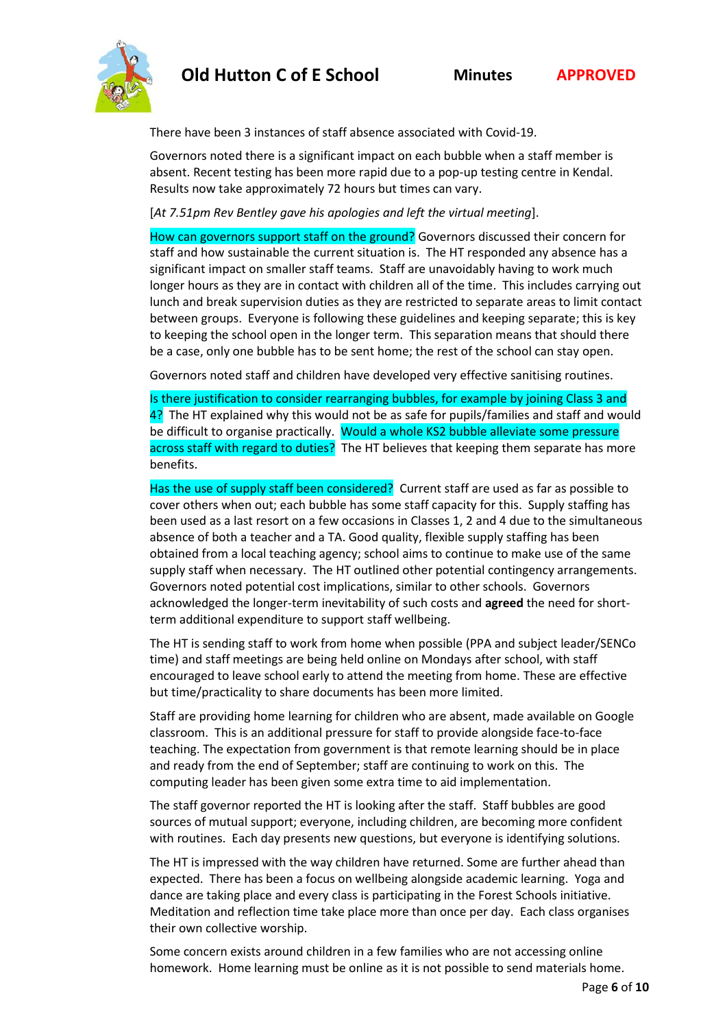There have been 3 instances of staff absence associated with Covid-19.

Governors noted there is a significant impact on each bubble when a staff member is absent. Recent testing has been more rapid due to a pop-up testing centre in Kendal. Results now take approximately 72 hours but times can vary.

[*At 7.51pm Rev Bentley gave his apologies and left the virtual meeting*].

How can governors support staff on the ground? Governors discussed their concern for staff and how sustainable the current situation is. The HT responded any absence has a significant impact on smaller staff teams. Staff are unavoidably having to work much longer hours as they are in contact with children all of the time. This includes carrying out lunch and break supervision duties as they are restricted to separate areas to limit contact between groups. Everyone is following these guidelines and keeping separate; this is key to keeping the school open in the longer term. This separation means that should there be a case, only one bubble has to be sent home; the rest of the school can stay open.

Governors noted staff and children have developed very effective sanitising routines.

Is there justification to consider rearranging bubbles, for example by joining Class 3 and 4? The HT explained why this would not be as safe for pupils/families and staff and would be difficult to organise practically. Would a whole KS2 bubble alleviate some pressure across staff with regard to duties? The HT believes that keeping them separate has more benefits.

Has the use of supply staff been considered? Current staff are used as far as possible to cover others when out; each bubble has some staff capacity for this. Supply staffing has been used as a last resort on a few occasions in Classes 1, 2 and 4 due to the simultaneous absence of both a teacher and a TA. Good quality, flexible supply staffing has been obtained from a local teaching agency; school aims to continue to make use of the same supply staff when necessary. The HT outlined other potential contingency arrangements. Governors noted potential cost implications, similar to other schools. Governors acknowledged the longer-term inevitability of such costs and **agreed** the need for short-term additional expenditure to support staff wellbeing.

The HT is sending staff to work from home when possible (PPA and subject leader/SENCo time) and staff meetings are being held online on Mondays after school, with staff encouraged to leave school early to attend the meeting from home. These are effective but time/practicality to share documents has been more limited.

Staff are providing home learning for children who are absent, made available on Google classroom. This is an additional pressure for staff to provide alongside face-to-face teaching. The expectation from government is that remote learning should be in place and ready from the end of September; staff are continuing to work on this. The computing leader has been given some extra time to aid implementation.

The staff governor reported the HT is looking after the staff. Staff bubbles are good sources of mutual support; everyone, including children, are becoming more confident with routines. Each day presents new questions, but everyone is identifying solutions.

The HT is impressed with the way children have returned. Some are further ahead than expected. There has been a focus on wellbeing alongside academic learning. Yoga and dance are taking place and every class is participating in the Forest Schools initiative. Meditation and reflection time take place more than once per day. Each class organises their own collective worship.

Some concern exists around children in a few families who are not accessing online homework. Home learning must be online as it is not possible to send materials home.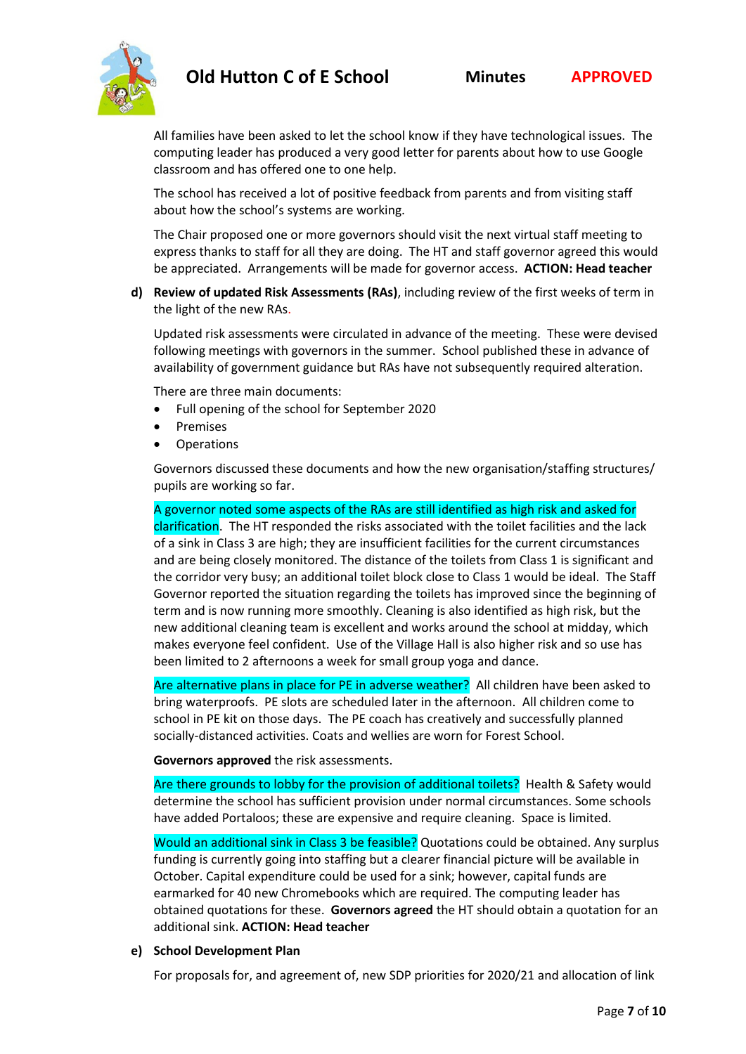All families have been asked to let the school know if they have technological issues. The computing leader has produced a very good letter for parents about how to use Google classroom and has offered one to one help.

The school has received a lot of positive feedback from parents and from visiting staff about how the school's systems are working.

The Chair proposed one or more governors should visit the next virtual staff meeting to express thanks to staff for all they are doing. The HT and staff governor agreed this would be appreciated. Arrangements will be made for governor access. **ACTION: Head teacher**

**d) Review of updated Risk Assessments (RAs)**, including review of the first weeks of term in the light of the new RAs.

Updated risk assessments were circulated in advance of the meeting. These were devised following meetings with governors in the summer. School published these in advance of availability of government guidance but RAs have not subsequently required alteration.

There are three main documents:

- Full opening of the school for September 2020
- Premises
- Operations

Governors discussed these documents and how the new organisation/staffing structures/ pupils are working so far.

A governor noted some aspects of the RAs are still identified as high risk and asked for clarification. The HT responded the risks associated with the toilet facilities and the lack of a sink in Class 3 are high; they are insufficient facilities for the current circumstances and are being closely monitored. The distance of the toilets from Class 1 is significant and the corridor very busy; an additional toilet block close to Class 1 would be ideal. The Staff Governor reported the situation regarding the toilets has improved since the beginning of term and is now running more smoothly. Cleaning is also identified as high risk, but the new additional cleaning team is excellent and works around the school at midday, which makes everyone feel confident. Use of the Village Hall is also higher risk and so use has been limited to 2 afternoons a week for small group yoga and dance.

Are alternative plans in place for PE in adverse weather? All children have been asked to bring waterproofs. PE slots are scheduled later in the afternoon. All children come to school in PE kit on those days. The PE coach has creatively and successfully planned socially-distanced activities. Coats and wellies are worn for Forest School.

**Governors approved** the risk assessments.

Are there grounds to lobby for the provision of additional toilets? Health & Safety would determine the school has sufficient provision under normal circumstances. Some schools have added Portaloos; these are expensive and require cleaning. Space is limited.

Would an additional sink in Class 3 be feasible? Quotations could be obtained. Any surplus funding is currently going into staffing but a clearer financial picture will be available in October. Capital expenditure could be used for a sink; however, capital funds are earmarked for 40 new Chromebooks which are required. The computing leader has obtained quotations for these. **Governors agreed** the HT should obtain a quotation for an additional sink. **ACTION: Head teacher**

**e) School Development Plan**

For proposals for, and agreement of, new SDP priorities for 2020/21 and allocation of link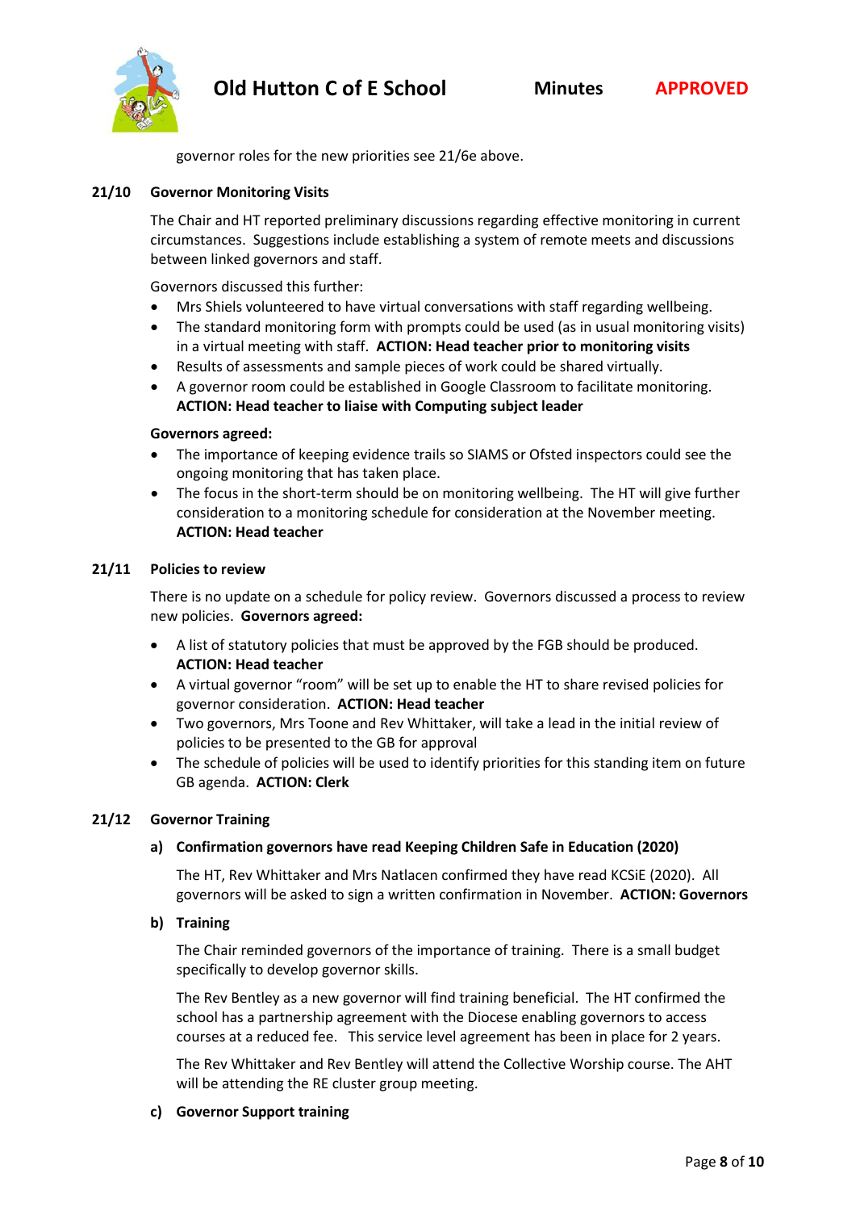governor roles for the new priorities see 21/6e above.

## 21/10 Governor Monitoring Visits

The Chair and HT reported preliminary discussions regarding effective monitoring in current circumstances. Suggestions include establishing a system of remote meets and discussions between linked governors and staff.

Governors discussed this further:

- Mrs Shiels volunteered to have virtual conversations with staff regarding wellbeing.
- The standard monitoring form with prompts could be used (as in usual monitoring visits) in a virtual meeting with staff. **ACTION: Head teacher prior to monitoring visits**
- Results of assessments and sample pieces of work could be shared virtually.
- A governor room could be established in Google Classroom to facilitate monitoring. **ACTION: Head teacher to liaise with Computing subject leader**

**Governors agreed:**

- The importance of keeping evidence trails so SIAMS or Ofsted inspectors could see the ongoing monitoring that has taken place.
- The focus in the short-term should be on monitoring wellbeing. The HT will give further consideration to a monitoring schedule for consideration at the November meeting. **ACTION: Head teacher**

## 21/11 Policies to review

There is no update on a schedule for policy review. Governors discussed a process to review new policies. **Governors agreed:**

- A list of statutory policies that must be approved by the FGB should be produced. **ACTION: Head teacher**
- A virtual governor "room" will be set up to enable the HT to share revised policies for governor consideration. **ACTION: Head teacher**
- Two governors, Mrs Toone and Rev Whittaker, will take a lead in the initial review of policies to be presented to the GB for approval
- The schedule of policies will be used to identify priorities for this standing item on future GB agenda. **ACTION: Clerk**

## 21/12 Governor Training

### a) Confirmation governors have read Keeping Children Safe in Education (2020)

The HT, Rev Whittaker and Mrs Natlacen confirmed they have read KCSiE (2020). All governors will be asked to sign a written confirmation in November. **ACTION: Governors**

### b) Training

The Chair reminded governors of the importance of training. There is a small budget specifically to develop governor skills.

The Rev Bentley as a new governor will find training beneficial. The HT confirmed the school has a partnership agreement with the Diocese enabling governors to access courses at a reduced fee. This service level agreement has been in place for 2 years.

The Rev Whittaker and Rev Bentley will attend the Collective Worship course. The AHT will be attending the RE cluster group meeting.

### c) Governor Support training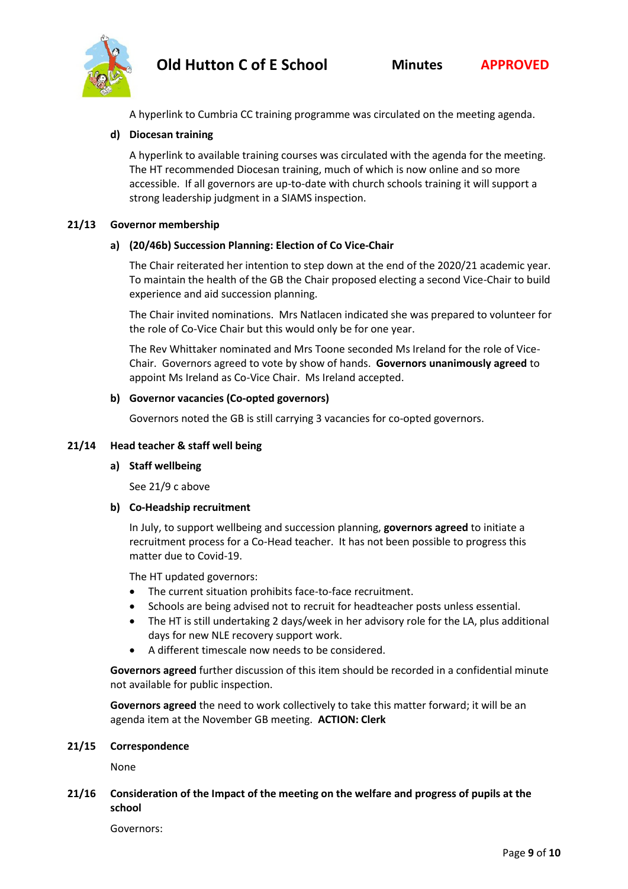A hyperlink to Cumbria CC training programme was circulated on the meeting agenda.

**d) Diocesan training**

A hyperlink to available training courses was circulated with the agenda for the meeting. The HT recommended Diocesan training, much of which is now online and so more accessible. If all governors are up-to-date with church schools training it will support a strong leadership judgment in a SIAMS inspection.

## 21/13 Governor membership

**a) (20/46b) Succession Planning: Election of Co Vice-Chair**

The Chair reiterated her intention to step down at the end of the 2020/21 academic year. To maintain the health of the GB the Chair proposed electing a second Vice-Chair to build experience and aid succession planning.

The Chair invited nominations. Mrs Natlacen indicated she was prepared to volunteer for the role of Co-Vice Chair but this would only be for one year.

The Rev Whittaker nominated and Mrs Toone seconded Ms Ireland for the role of Vice-Chair. Governors agreed to vote by show of hands. **Governors unanimously agreed** to appoint Ms Ireland as Co-Vice Chair. Ms Ireland accepted.

**b) Governor vacancies (Co-opted governors)**

Governors noted the GB is still carrying 3 vacancies for co-opted governors.

## 21/14 Head teacher & staff well being

**a) Staff wellbeing**

See 21/9 c above

**b) Co-Headship recruitment**

In July, to support wellbeing and succession planning, **governors agreed** to initiate a recruitment process for a Co-Head teacher. It has not been possible to progress this matter due to Covid-19.

The HT updated governors:

- The current situation prohibits face-to-face recruitment.
- Schools are being advised not to recruit for headteacher posts unless essential.
- The HT is still undertaking 2 days/week in her advisory role for the LA, plus additional days for new NLE recovery support work.
- A different timescale now needs to be considered.

**Governors agreed** further discussion of this item should be recorded in a confidential minute not available for public inspection.

**Governors agreed** the need to work collectively to take this matter forward; it will be an agenda item at the November GB meeting. **ACTION: Clerk**

## 21/15 Correspondence

None

## 21/16 Consideration of the Impact of the meeting on the welfare and progress of pupils at the school

Governors: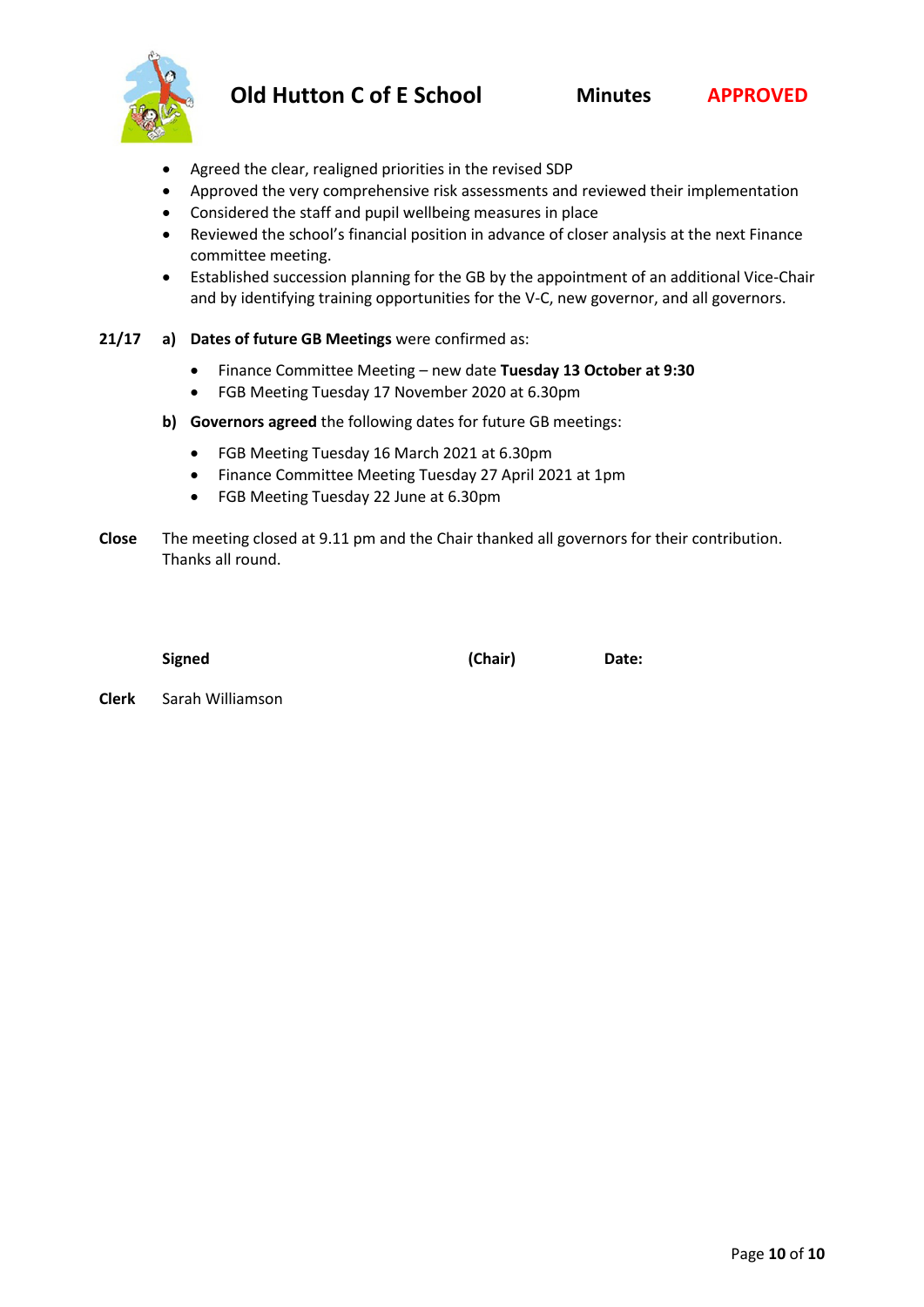- Agreed the clear, realigned priorities in the revised SDP
- Approved the very comprehensive risk assessments and reviewed their implementation
- Considered the staff and pupil wellbeing measures in place
- Reviewed the school's financial position in advance of closer analysis at the next Finance committee meeting.
- Established succession planning for the GB by the appointment of an additional Vice-Chair and by identifying training opportunities for the V-C, new governor, and all governors.

**21/17** **a)** **Dates of future GB Meetings** were confirmed as:

- Finance Committee Meeting – new date **Tuesday 13 October at 9:30**
- FGB Meeting Tuesday 17 November 2020 at 6.30pm

**b)** **Governors agreed** the following dates for future GB meetings:

- FGB Meeting Tuesday 16 March 2021 at 6.30pm
- Finance Committee Meeting Tuesday 27 April 2021 at 1pm
- FGB Meeting Tuesday 22 June at 6.30pm

**Close** The meeting closed at 9.11 pm and the Chair thanked all governors for their contribution. Thanks all round.

**Signed** **(Chair)** **Date:**

**Clerk** Sarah Williamson